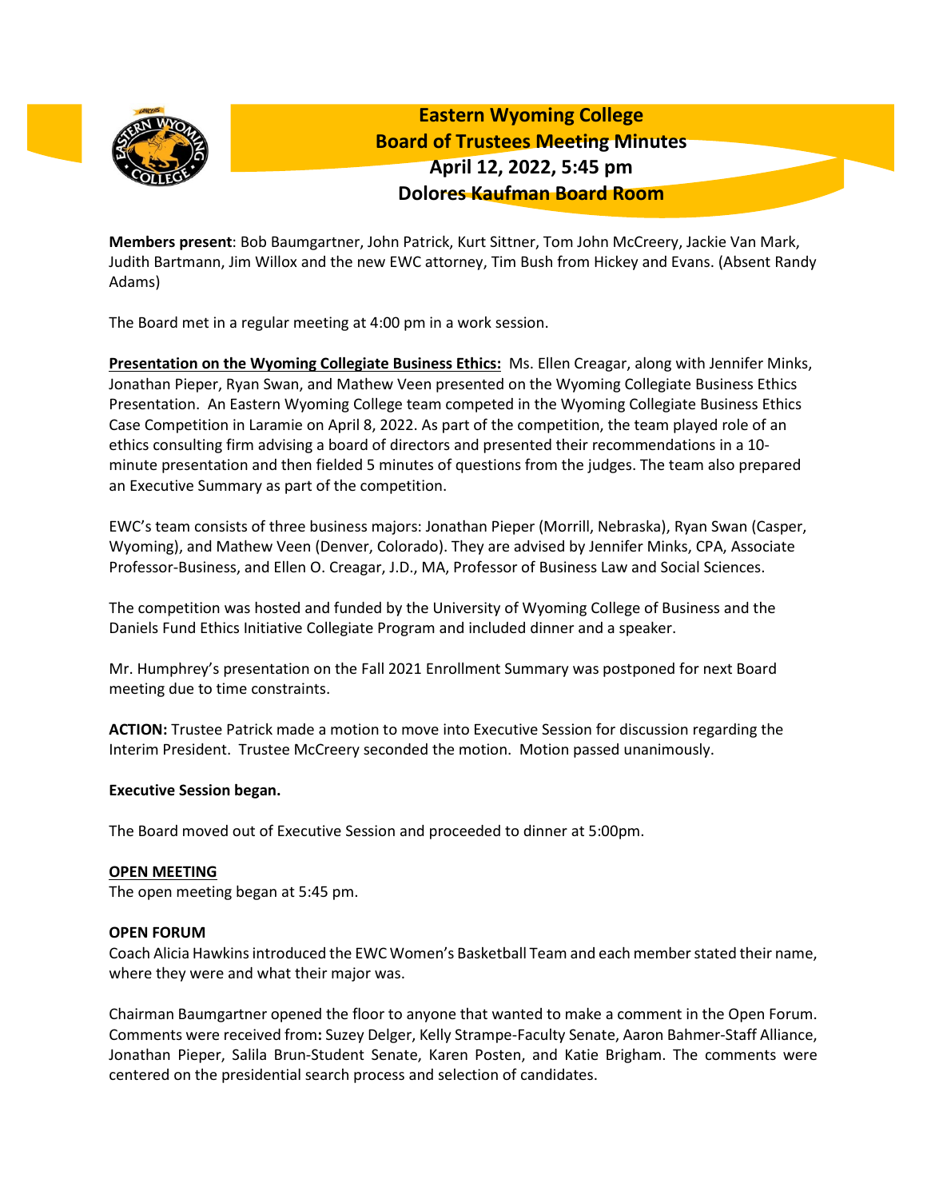# Eastern Wyoming College
## Board of Trustees Meeting Minutes
## April 12, 2022, 5:45 pm
## Dolores Kaufman Board Room

**Members present**: Bob Baumgartner, John Patrick, Kurt Sittner, Tom John McCreery, Jackie Van Mark, Judith Bartmann, Jim Willox and the new EWC attorney, Tim Bush from Hickey and Evans. (Absent Randy Adams)

The Board met in a regular meeting at 4:00 pm in a work session.

**Presentation on the Wyoming Collegiate Business Ethics:** Ms. Ellen Creagar, along with Jennifer Minks, Jonathan Pieper, Ryan Swan, and Mathew Veen presented on the Wyoming Collegiate Business Ethics Presentation. An Eastern Wyoming College team competed in the Wyoming Collegiate Business Ethics Case Competition in Laramie on April 8, 2022. As part of the competition, the team played role of an ethics consulting firm advising a board of directors and presented their recommendations in a 10-minute presentation and then fielded 5 minutes of questions from the judges. The team also prepared an Executive Summary as part of the competition.

EWC's team consists of three business majors: Jonathan Pieper (Morrill, Nebraska), Ryan Swan (Casper, Wyoming), and Mathew Veen (Denver, Colorado). They are advised by Jennifer Minks, CPA, Associate Professor-Business, and Ellen O. Creagar, J.D., MA, Professor of Business Law and Social Sciences.

The competition was hosted and funded by the University of Wyoming College of Business and the Daniels Fund Ethics Initiative Collegiate Program and included dinner and a speaker.

Mr. Humphrey's presentation on the Fall 2021 Enrollment Summary was postponed for next Board meeting due to time constraints.

**ACTION:** Trustee Patrick made a motion to move into Executive Session for discussion regarding the Interim President. Trustee McCreery seconded the motion. Motion passed unanimously.

**Executive Session began.**

The Board moved out of Executive Session and proceeded to dinner at 5:00pm.

**OPEN MEETING**

The open meeting began at 5:45 pm.

**OPEN FORUM**

Coach Alicia Hawkins introduced the EWC Women's Basketball Team and each member stated their name, where they were and what their major was.

Chairman Baumgartner opened the floor to anyone that wanted to make a comment in the Open Forum. Comments were received from**:** Suzey Delger, Kelly Strampe-Faculty Senate, Aaron Bahmer-Staff Alliance, Jonathan Pieper, Salila Brun-Student Senate, Karen Posten, and Katie Brigham. The comments were centered on the presidential search process and selection of candidates.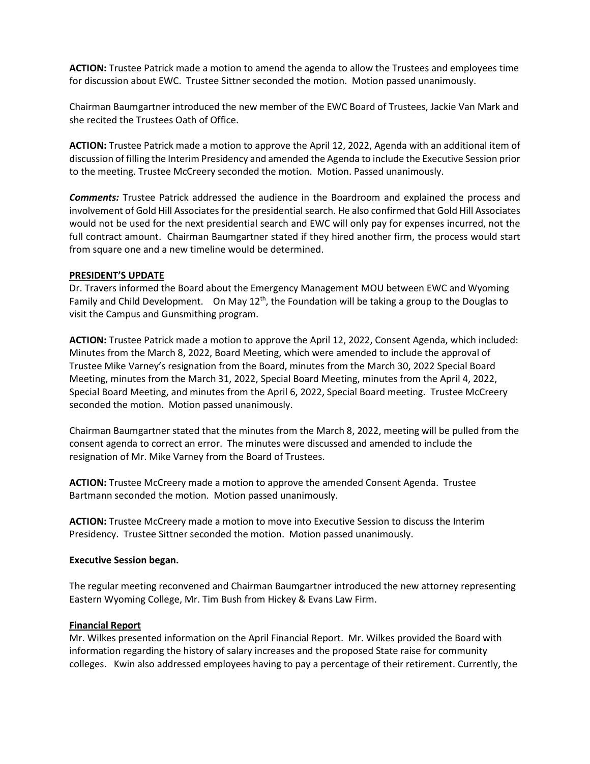**ACTION:** Trustee Patrick made a motion to amend the agenda to allow the Trustees and employees time for discussion about EWC. Trustee Sittner seconded the motion. Motion passed unanimously.

Chairman Baumgartner introduced the new member of the EWC Board of Trustees, Jackie Van Mark and she recited the Trustees Oath of Office.

**ACTION:** Trustee Patrick made a motion to approve the April 12, 2022, Agenda with an additional item of discussion of filling the Interim Presidency and amended the Agenda to include the Executive Session prior to the meeting. Trustee McCreery seconded the motion. Motion. Passed unanimously.

***Comments:*** Trustee Patrick addressed the audience in the Boardroom and explained the process and involvement of Gold Hill Associates for the presidential search. He also confirmed that Gold Hill Associates would not be used for the next presidential search and EWC will only pay for expenses incurred, not the full contract amount. Chairman Baumgartner stated if they hired another firm, the process would start from square one and a new timeline would be determined.

**PRESIDENT'S UPDATE**

Dr. Travers informed the Board about the Emergency Management MOU between EWC and Wyoming Family and Child Development. On May 12th, the Foundation will be taking a group to the Douglas to visit the Campus and Gunsmithing program.

**ACTION:** Trustee Patrick made a motion to approve the April 12, 2022, Consent Agenda, which included: Minutes from the March 8, 2022, Board Meeting, which were amended to include the approval of Trustee Mike Varney's resignation from the Board, minutes from the March 30, 2022 Special Board Meeting, minutes from the March 31, 2022, Special Board Meeting, minutes from the April 4, 2022, Special Board Meeting, and minutes from the April 6, 2022, Special Board meeting. Trustee McCreery seconded the motion. Motion passed unanimously.

Chairman Baumgartner stated that the minutes from the March 8, 2022, meeting will be pulled from the consent agenda to correct an error. The minutes were discussed and amended to include the resignation of Mr. Mike Varney from the Board of Trustees.

**ACTION:** Trustee McCreery made a motion to approve the amended Consent Agenda. Trustee Bartmann seconded the motion. Motion passed unanimously.

**ACTION:** Trustee McCreery made a motion to move into Executive Session to discuss the Interim Presidency. Trustee Sittner seconded the motion. Motion passed unanimously.

**Executive Session began.**

The regular meeting reconvened and Chairman Baumgartner introduced the new attorney representing Eastern Wyoming College, Mr. Tim Bush from Hickey & Evans Law Firm.

**Financial Report**

Mr. Wilkes presented information on the April Financial Report. Mr. Wilkes provided the Board with information regarding the history of salary increases and the proposed State raise for community colleges. Kwin also addressed employees having to pay a percentage of their retirement. Currently, the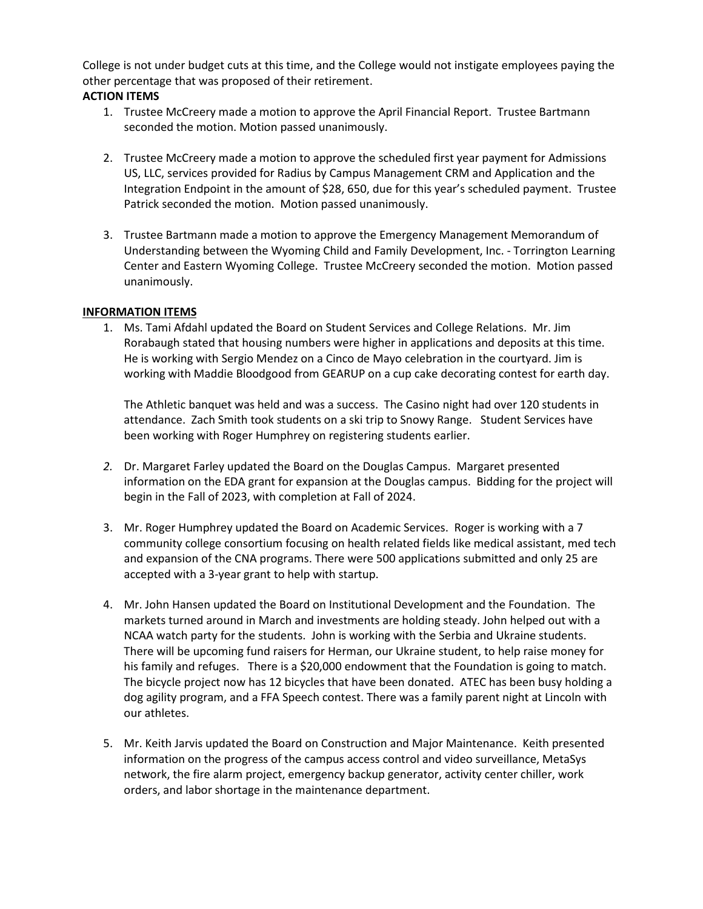College is not under budget cuts at this time, and the College would not instigate employees paying the other percentage that was proposed of their retirement.

**ACTION ITEMS**

1. Trustee McCreery made a motion to approve the April Financial Report. Trustee Bartmann seconded the motion. Motion passed unanimously.

2. Trustee McCreery made a motion to approve the scheduled first year payment for Admissions US, LLC, services provided for Radius by Campus Management CRM and Application and the Integration Endpoint in the amount of $28, 650, due for this year's scheduled payment. Trustee Patrick seconded the motion. Motion passed unanimously.

3. Trustee Bartmann made a motion to approve the Emergency Management Memorandum of Understanding between the Wyoming Child and Family Development, Inc. - Torrington Learning Center and Eastern Wyoming College. Trustee McCreery seconded the motion. Motion passed unanimously.

**INFORMATION ITEMS**

1. Ms. Tami Afdahl updated the Board on Student Services and College Relations. Mr. Jim Rorabaugh stated that housing numbers were higher in applications and deposits at this time. He is working with Sergio Mendez on a Cinco de Mayo celebration in the courtyard. Jim is working with Maddie Bloodgood from GEARUP on a cup cake decorating contest for earth day.

   The Athletic banquet was held and was a success. The Casino night had over 120 students in attendance. Zach Smith took students on a ski trip to Snowy Range. Student Services have been working with Roger Humphrey on registering students earlier.

2. Dr. Margaret Farley updated the Board on the Douglas Campus. Margaret presented information on the EDA grant for expansion at the Douglas campus. Bidding for the project will begin in the Fall of 2023, with completion at Fall of 2024.

3. Mr. Roger Humphrey updated the Board on Academic Services. Roger is working with a 7 community college consortium focusing on health related fields like medical assistant, med tech and expansion of the CNA programs. There were 500 applications submitted and only 25 are accepted with a 3-year grant to help with startup.

4. Mr. John Hansen updated the Board on Institutional Development and the Foundation. The markets turned around in March and investments are holding steady. John helped out with a NCAA watch party for the students. John is working with the Serbia and Ukraine students. There will be upcoming fund raisers for Herman, our Ukraine student, to help raise money for his family and refuges. There is a $20,000 endowment that the Foundation is going to match. The bicycle project now has 12 bicycles that have been donated. ATEC has been busy holding a dog agility program, and a FFA Speech contest. There was a family parent night at Lincoln with our athletes.

5. Mr. Keith Jarvis updated the Board on Construction and Major Maintenance. Keith presented information on the progress of the campus access control and video surveillance, MetaSys network, the fire alarm project, emergency backup generator, activity center chiller, work orders, and labor shortage in the maintenance department.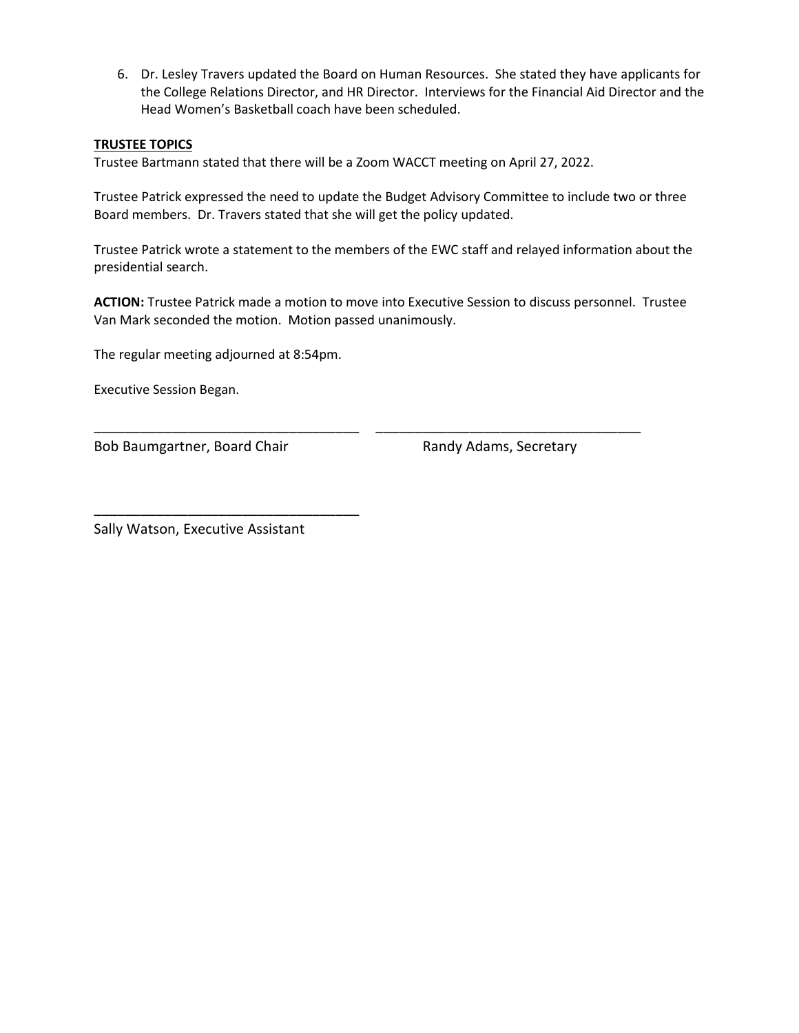6. Dr. Lesley Travers updated the Board on Human Resources. She stated they have applicants for the College Relations Director, and HR Director. Interviews for the Financial Aid Director and the Head Women's Basketball coach have been scheduled.

**TRUSTEE TOPICS**

Trustee Bartmann stated that there will be a Zoom WACCT meeting on April 27, 2022.

Trustee Patrick expressed the need to update the Budget Advisory Committee to include two or three Board members. Dr. Travers stated that she will get the policy updated.

Trustee Patrick wrote a statement to the members of the EWC staff and relayed information about the presidential search.

**ACTION:** Trustee Patrick made a motion to move into Executive Session to discuss personnel. Trustee Van Mark seconded the motion. Motion passed unanimously.

The regular meeting adjourned at 8:54pm.

Executive Session Began.

\_\_\_\_\_\_\_\_\_\_\_\_\_\_\_\_\_\_\_\_\_\_\_\_\_\_\_\_\_\_\_\_\_\_\_ \_\_\_\_\_\_\_\_\_\_\_\_\_\_\_\_\_\_\_\_\_\_\_\_\_\_\_\_\_\_\_\_\_\_\_

Bob Baumgartner, Board Chair    Randy Adams, Secretary

\_\_\_\_\_\_\_\_\_\_\_\_\_\_\_\_\_\_\_\_\_\_\_\_\_\_\_\_\_\_\_\_\_\_\_

Sally Watson, Executive Assistant